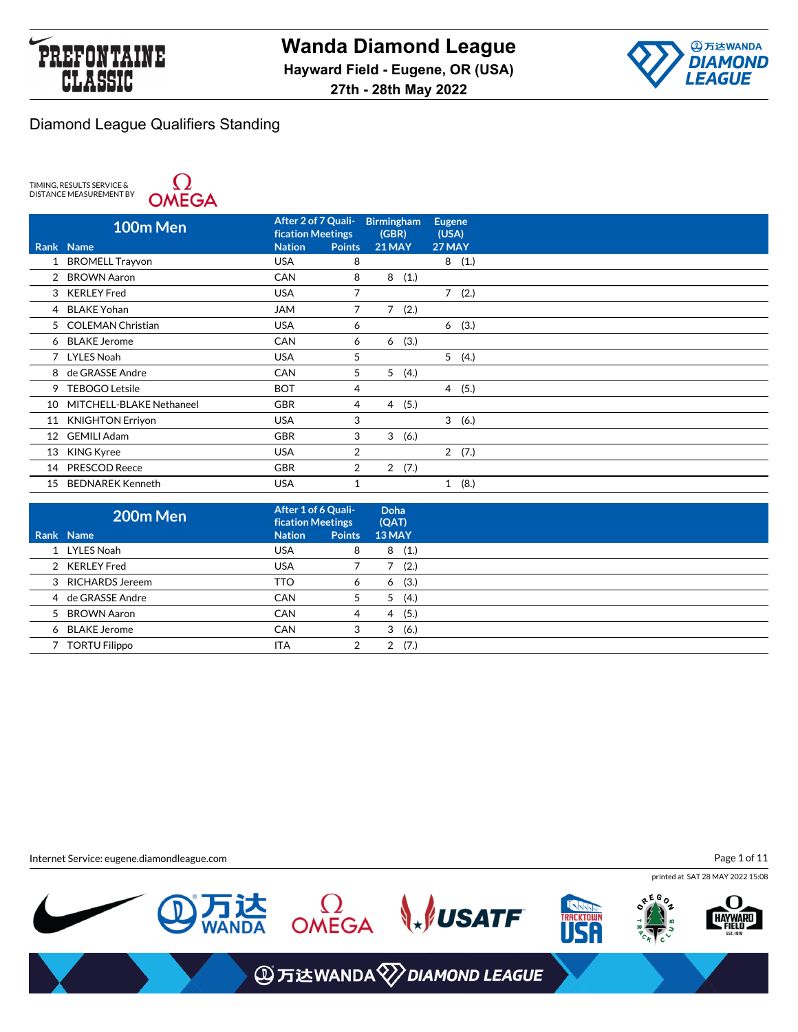# Wanda Diamond League

**Hayward Field - Eugene, OR (USA)**

**27th - 28th May 2022**

## Diamond League Qualifiers Standing

TIMING, RESULTS SERVICE & DISTANCE MEASUREMENT BY OMEGA

### 100m Men

| Rank | Name | Nation | Points (After 2 of 7 Qualification Meetings) | Birmingham (GBR) 21 MAY | Eugene (USA) 27 MAY |
|---|---|---|---|---|---|
| 1 | BROMELL Trayvon | USA | 8 | | 8 (1.) |
| 2 | BROWN Aaron | CAN | 8 | 8 (1.) | |
| 3 | KERLEY Fred | USA | 7 | | 7 (2.) |
| 4 | BLAKE Yohan | JAM | 7 | 7 (2.) | |
| 5 | COLEMAN Christian | USA | 6 | | 6 (3.) |
| 6 | BLAKE Jerome | CAN | 6 | 6 (3.) | |
| 7 | LYLES Noah | USA | 5 | | 5 (4.) |
| 8 | de GRASSE Andre | CAN | 5 | 5 (4.) | |
| 9 | TEBOGO Letsile | BOT | 4 | | 4 (5.) |
| 10 | MITCHELL-BLAKE Nethaneel | GBR | 4 | 4 (5.) | |
| 11 | KNIGHTON Erriyon | USA | 3 | | 3 (6.) |
| 12 | GEMILI Adam | GBR | 3 | 3 (6.) | |
| 13 | KING Kyree | USA | 2 | | 2 (7.) |
| 14 | PRESCOD Reece | GBR | 2 | 2 (7.) | |
| 15 | BEDNAREK Kenneth | USA | 1 | | 1 (8.) |

### 200m Men

| Rank | Name | Nation | Points (After 1 of 6 Qualification Meetings) | Doha (QAT) 13 MAY |
|---|---|---|---|---|
| 1 | LYLES Noah | USA | 8 | 8 (1.) |
| 2 | KERLEY Fred | USA | 7 | 7 (2.) |
| 3 | RICHARDS Jereem | TTO | 6 | 6 (3.) |
| 4 | de GRASSE Andre | CAN | 5 | 5 (4.) |
| 5 | BROWN Aaron | CAN | 4 | 4 (5.) |
| 6 | BLAKE Jerome | CAN | 3 | 3 (6.) |
| 7 | TORTU Filippo | ITA | 2 | 2 (7.) |

Internet Service: eugene.diamondleague.com

printed at SAT 28 MAY 2022 15:08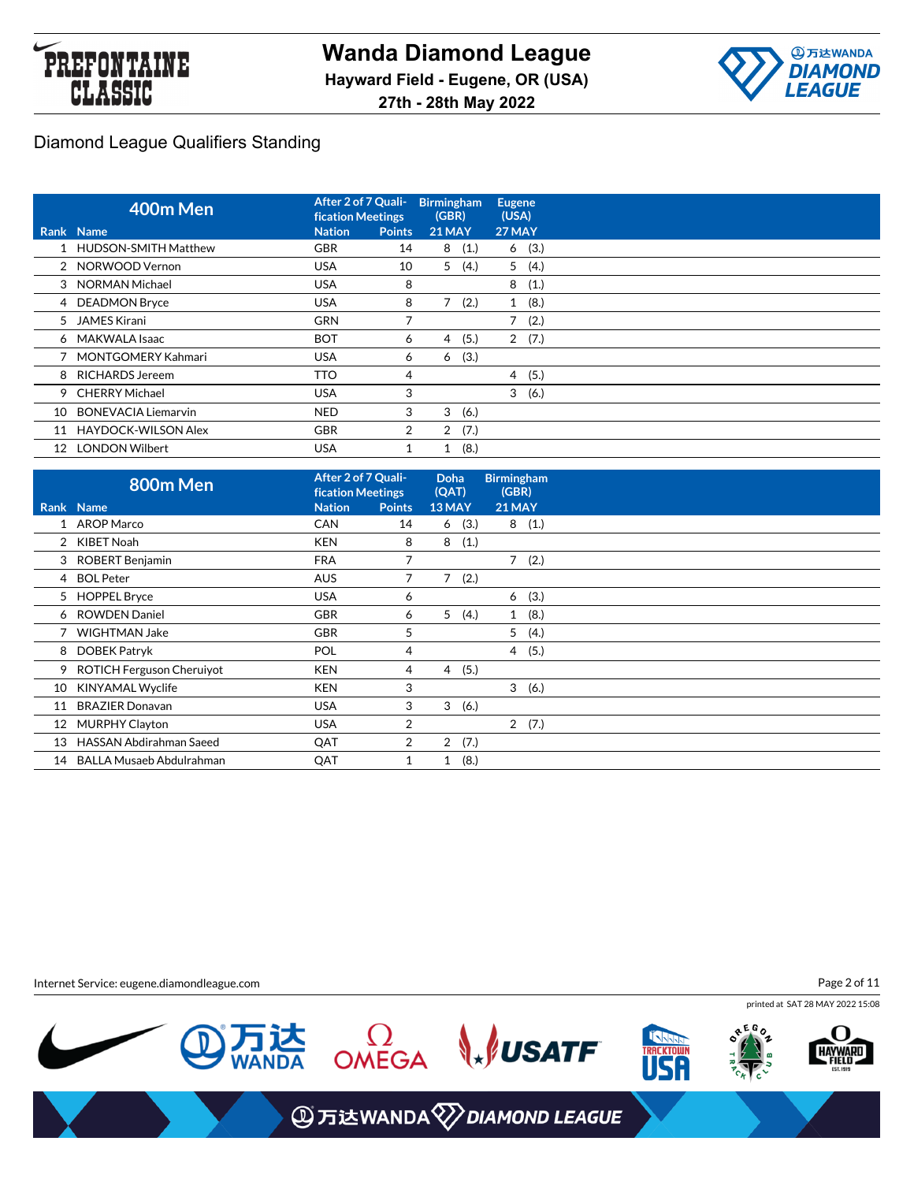## Diamond League Qualifiers Standing

| Rank | 400m Men Name | After 2 of 7 Qualification Meetings Nation | Points | Birmingham (GBR) 21 MAY | Eugene (USA) 27 MAY |
|---|---|---|---|---|---|
| 1 | HUDSON-SMITH Matthew | GBR | 14 | 8 (1.) | 6 (3.) |
| 2 | NORWOOD Vernon | USA | 10 | 5 (4.) | 5 (4.) |
| 3 | NORMAN Michael | USA | 8 | | 8 (1.) |
| 4 | DEADMON Bryce | USA | 8 | 7 (2.) | 1 (8.) |
| 5 | JAMES Kirani | GRN | 7 | | 7 (2.) |
| 6 | MAKWALA Isaac | BOT | 6 | 4 (5.) | 2 (7.) |
| 7 | MONTGOMERY Kahmari | USA | 6 | 6 (3.) | |
| 8 | RICHARDS Jereem | TTO | 4 | | 4 (5.) |
| 9 | CHERRY Michael | USA | 3 | | 3 (6.) |
| 10 | BONEVACIA Liemarvin | NED | 3 | 3 (6.) | |
| 11 | HAYDOCK-WILSON Alex | GBR | 2 | 2 (7.) | |
| 12 | LONDON Wilbert | USA | 1 | 1 (8.) | |

| Rank | 800m Men Name | After 2 of 7 Qualification Meetings Nation | Points | Doha (QAT) 13 MAY | Birmingham (GBR) 21 MAY |
|---|---|---|---|---|---|
| 1 | AROP Marco | CAN | 14 | 6 (3.) | 8 (1.) |
| 2 | KIBET Noah | KEN | 8 | 8 (1.) | |
| 3 | ROBERT Benjamin | FRA | 7 | | 7 (2.) |
| 4 | BOL Peter | AUS | 7 | 7 (2.) | |
| 5 | HOPPEL Bryce | USA | 6 | | 6 (3.) |
| 6 | ROWDEN Daniel | GBR | 6 | 5 (4.) | 1 (8.) |
| 7 | WIGHTMAN Jake | GBR | 5 | | 5 (4.) |
| 8 | DOBEK Patryk | POL | 4 | | 4 (5.) |
| 9 | ROTICH Ferguson Cheruiyot | KEN | 4 | 4 (5.) | |
| 10 | KINYAMAL Wyclife | KEN | 3 | | 3 (6.) |
| 11 | BRAZIER Donavan | USA | 3 | 3 (6.) | |
| 12 | MURPHY Clayton | USA | 2 | | 2 (7.) |
| 13 | HASSAN Abdirahman Saeed | QAT | 2 | 2 (7.) | |
| 14 | BALLA Musaeb Abdulrahman | QAT | 1 | 1 (8.) | |

Internet Service: eugene.diamondleague.com

printed at SAT 28 MAY 2022 15:08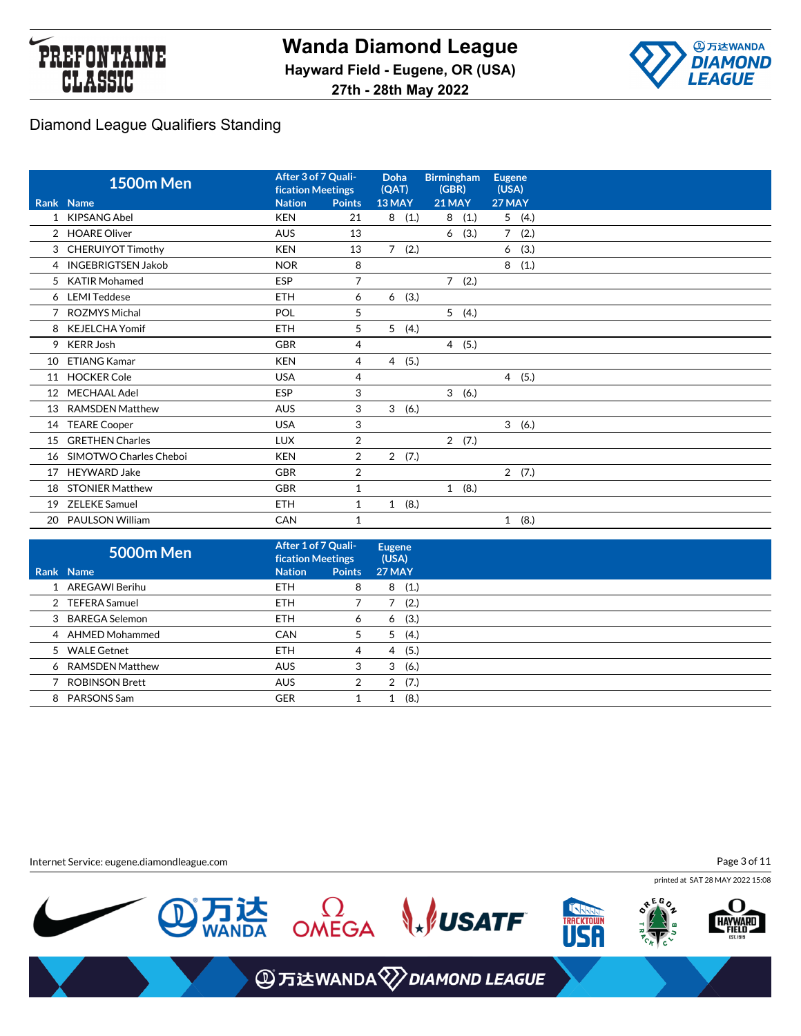# Wanda Diamond League

**Hayward Field - Eugene, OR (USA)**

**27th - 28th May 2022**

## Diamond League Qualifiers Standing

| Rank | 1500m Men Name | After 3 of 7 Qualification Meetings Nation | Points | Doha (QAT) 13 MAY | Birmingham (GBR) 21 MAY | Eugene (USA) 27 MAY |
|---|---|---|---|---|---|---|
| 1 | KIPSANG Abel | KEN | 21 | 8 (1.) | 8 (1.) | 5 (4.) |
| 2 | HOARE Oliver | AUS | 13 | | 6 (3.) | 7 (2.) |
| 3 | CHERUIYOT Timothy | KEN | 13 | 7 (2.) | | 6 (3.) |
| 4 | INGEBRIGTSEN Jakob | NOR | 8 | | | 8 (1.) |
| 5 | KATIR Mohamed | ESP | 7 | | 7 (2.) | |
| 6 | LEMI Teddese | ETH | 6 | 6 (3.) | | |
| 7 | ROZMYS Michal | POL | 5 | | 5 (4.) | |
| 8 | KEJELCHA Yomif | ETH | 5 | 5 (4.) | | |
| 9 | KERR Josh | GBR | 4 | | 4 (5.) | |
| 10 | ETIANG Kamar | KEN | 4 | 4 (5.) | | |
| 11 | HOCKER Cole | USA | 4 | | | 4 (5.) |
| 12 | MECHAAL Adel | ESP | 3 | | 3 (6.) | |
| 13 | RAMSDEN Matthew | AUS | 3 | 3 (6.) | | |
| 14 | TEARE Cooper | USA | 3 | | | 3 (6.) |
| 15 | GRETHEN Charles | LUX | 2 | | 2 (7.) | |
| 16 | SIMOTWO Charles Cheboi | KEN | 2 | 2 (7.) | | |
| 17 | HEYWARD Jake | GBR | 2 | | | 2 (7.) |
| 18 | STONIER Matthew | GBR | 1 | | 1 (8.) | |
| 19 | ZELEKE Samuel | ETH | 1 | 1 (8.) | | |
| 20 | PAULSON William | CAN | 1 | | | 1 (8.) |

| Rank | 5000m Men Name | After 1 of 7 Qualification Meetings Nation | Points | Eugene (USA) 27 MAY |
|---|---|---|---|---|
| 1 | AREGAWI Berihu | ETH | 8 | 8 (1.) |
| 2 | TEFERA Samuel | ETH | 7 | 7 (2.) |
| 3 | BAREGA Selemon | ETH | 6 | 6 (3.) |
| 4 | AHMED Mohammed | CAN | 5 | 5 (4.) |
| 5 | WALE Getnet | ETH | 4 | 4 (5.) |
| 6 | RAMSDEN Matthew | AUS | 3 | 3 (6.) |
| 7 | ROBINSON Brett | AUS | 2 | 2 (7.) |
| 8 | PARSONS Sam | GER | 1 | 1 (8.) |

Internet Service: eugene.diamondleague.com

printed at SAT 28 MAY 2022 15:08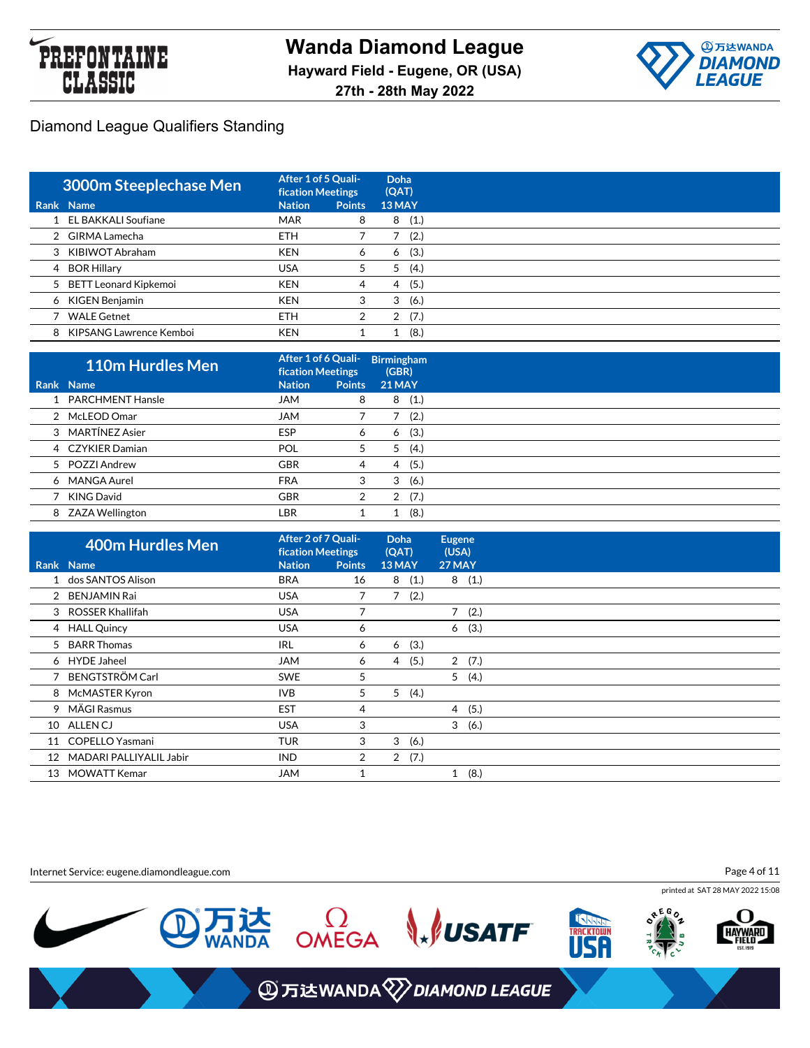# Wanda Diamond League

**Hayward Field - Eugene, OR (USA)**

**27th - 28th May 2022**

## Diamond League Qualifiers Standing

| 3000m Steeplechase Men | | After 1 of 5 Qualification Meetings | | Doha (QAT) |
|---|---|---|---|---|
| **Rank** | **Name** | **Nation** | **Points** | **13 MAY** |
| 1 | EL BAKKALI Soufiane | MAR | 8 | 8 (1.) |
| 2 | GIRMA Lamecha | ETH | 7 | 7 (2.) |
| 3 | KIBIWOT Abraham | KEN | 6 | 6 (3.) |
| 4 | BOR Hillary | USA | 5 | 5 (4.) |
| 5 | BETT Leonard Kipkemoi | KEN | 4 | 4 (5.) |
| 6 | KIGEN Benjamin | KEN | 3 | 3 (6.) |
| 7 | WALE Getnet | ETH | 2 | 2 (7.) |
| 8 | KIPSANG Lawrence Kemboi | KEN | 1 | 1 (8.) |

| 110m Hurdles Men | | After 1 of 6 Qualification Meetings | | Birmingham (GBR) |
|---|---|---|---|---|
| **Rank** | **Name** | **Nation** | **Points** | **21 MAY** |
| 1 | PARCHMENT Hansle | JAM | 8 | 8 (1.) |
| 2 | McLEOD Omar | JAM | 7 | 7 (2.) |
| 3 | MARTÍNEZ Asier | ESP | 6 | 6 (3.) |
| 4 | CZYKIER Damian | POL | 5 | 5 (4.) |
| 5 | POZZI Andrew | GBR | 4 | 4 (5.) |
| 6 | MANGA Aurel | FRA | 3 | 3 (6.) |
| 7 | KING David | GBR | 2 | 2 (7.) |
| 8 | ZAZA Wellington | LBR | 1 | 1 (8.) |

| 400m Hurdles Men | | After 2 of 7 Qualification Meetings | | Doha (QAT) | Eugene (USA) |
|---|---|---|---|---|---|
| **Rank** | **Name** | **Nation** | **Points** | **13 MAY** | **27 MAY** |
| 1 | dos SANTOS Alison | BRA | 16 | 8 (1.) | 8 (1.) |
| 2 | BENJAMIN Rai | USA | 7 | 7 (2.) | |
| 3 | ROSSER Khallifah | USA | 7 | | 7 (2.) |
| 4 | HALL Quincy | USA | 6 | | 6 (3.) |
| 5 | BARR Thomas | IRL | 6 | 6 (3.) | |
| 6 | HYDE Jaheel | JAM | 6 | 4 (5.) | 2 (7.) |
| 7 | BENGTSTRÖM Carl | SWE | 5 | | 5 (4.) |
| 8 | McMASTER Kyron | IVB | 5 | 5 (4.) | |
| 9 | MÄGI Rasmus | EST | 4 | | 4 (5.) |
| 10 | ALLEN CJ | USA | 3 | | 3 (6.) |
| 11 | COPELLO Yasmani | TUR | 3 | 3 (6.) | |
| 12 | MADARI PALLIYALIL Jabir | IND | 2 | 2 (7.) | |
| 13 | MOWATT Kemar | JAM | 1 | | 1 (8.) |

Internet Service: eugene.diamondleague.com

printed at SAT 28 MAY 2022 15:08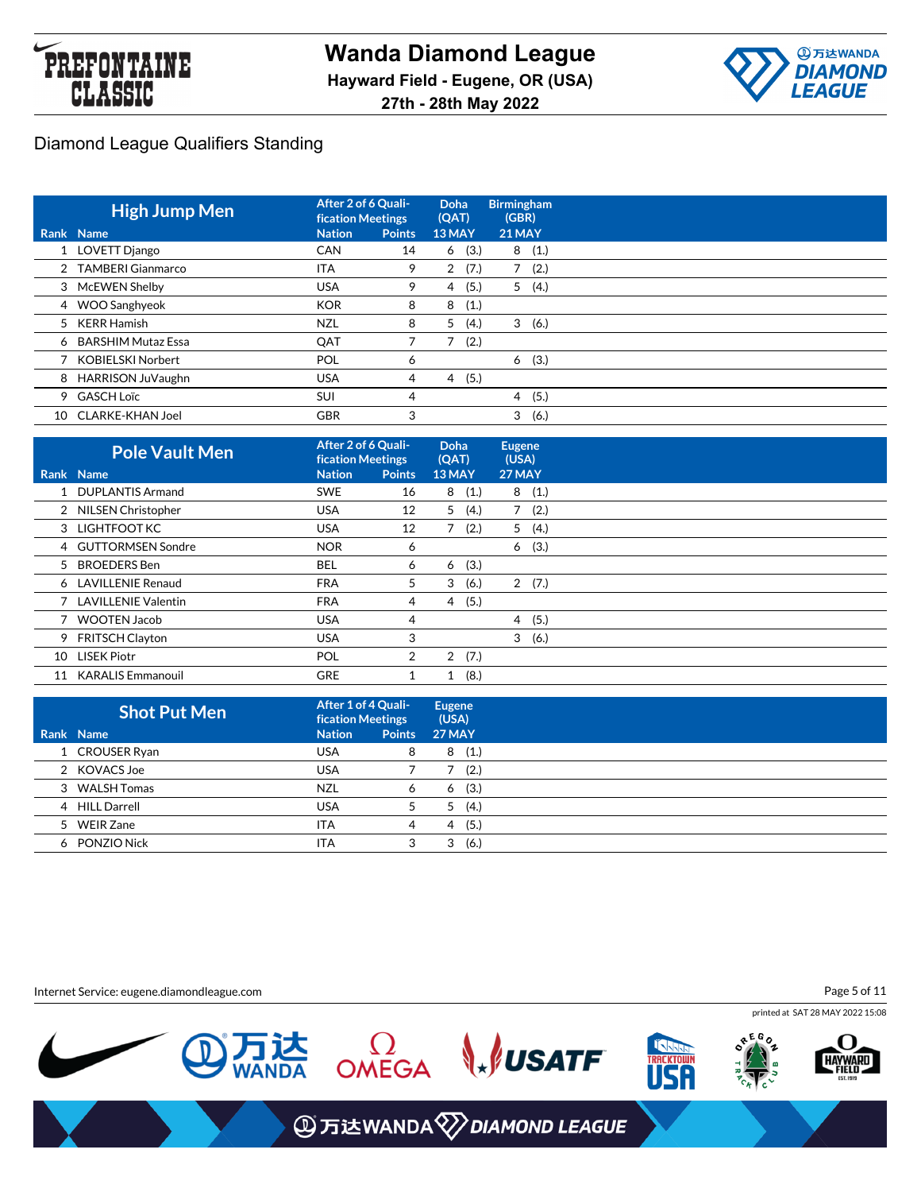# Wanda Diamond League

**Hayward Field - Eugene, OR (USA)**

**27th - 28th May 2022**

## Diamond League Qualifiers Standing

| Rank | High Jump Men<br>Name | After 2 of 6 Qualification Meetings<br>Nation | Points | Doha (QAT)<br>13 MAY | Birmingham (GBR)<br>21 MAY |
|---|---|---|---|---|---|
| 1 | LOVETT Django | CAN | 14 | 6 (3.) | 8 (1.) |
| 2 | TAMBERI Gianmarco | ITA | 9 | 2 (7.) | 7 (2.) |
| 3 | McEWEN Shelby | USA | 9 | 4 (5.) | 5 (4.) |
| 4 | WOO Sanghyeok | KOR | 8 | 8 (1.) | |
| 5 | KERR Hamish | NZL | 8 | 5 (4.) | 3 (6.) |
| 6 | BARSHIM Mutaz Essa | QAT | 7 | 7 (2.) | |
| 7 | KOBIELSKI Norbert | POL | 6 | | 6 (3.) |
| 8 | HARRISON JuVaughn | USA | 4 | 4 (5.) | |
| 9 | GASCH Loïc | SUI | 4 | | 4 (5.) |
| 10 | CLARKE-KHAN Joel | GBR | 3 | | 3 (6.) |

| Rank | Pole Vault Men<br>Name | After 2 of 6 Qualification Meetings<br>Nation | Points | Doha (QAT)<br>13 MAY | Eugene (USA)<br>27 MAY |
|---|---|---|---|---|---|
| 1 | DUPLANTIS Armand | SWE | 16 | 8 (1.) | 8 (1.) |
| 2 | NILSEN Christopher | USA | 12 | 5 (4.) | 7 (2.) |
| 3 | LIGHTFOOT KC | USA | 12 | 7 (2.) | 5 (4.) |
| 4 | GUTTORMSEN Sondre | NOR | 6 | | 6 (3.) |
| 5 | BROEDERS Ben | BEL | 6 | 6 (3.) | |
| 6 | LAVILLENIE Renaud | FRA | 5 | 3 (6.) | 2 (7.) |
| 7 | LAVILLENIE Valentin | FRA | 4 | 4 (5.) | |
| 7 | WOOTEN Jacob | USA | 4 | | 4 (5.) |
| 9 | FRITSCH Clayton | USA | 3 | | 3 (6.) |
| 10 | LISEK Piotr | POL | 2 | 2 (7.) | |
| 11 | KARALIS Emmanouil | GRE | 1 | 1 (8.) | |

| Rank | Shot Put Men<br>Name | After 1 of 4 Qualification Meetings<br>Nation | Points | Eugene (USA)<br>27 MAY |
|---|---|---|---|---|
| 1 | CROUSER Ryan | USA | 8 | 8 (1.) |
| 2 | KOVACS Joe | USA | 7 | 7 (2.) |
| 3 | WALSH Tomas | NZL | 6 | 6 (3.) |
| 4 | HILL Darrell | USA | 5 | 5 (4.) |
| 5 | WEIR Zane | ITA | 4 | 4 (5.) |
| 6 | PONZIO Nick | ITA | 3 | 3 (6.) |

Internet Service: eugene.diamondleague.com

printed at SAT 28 MAY 2022 15:08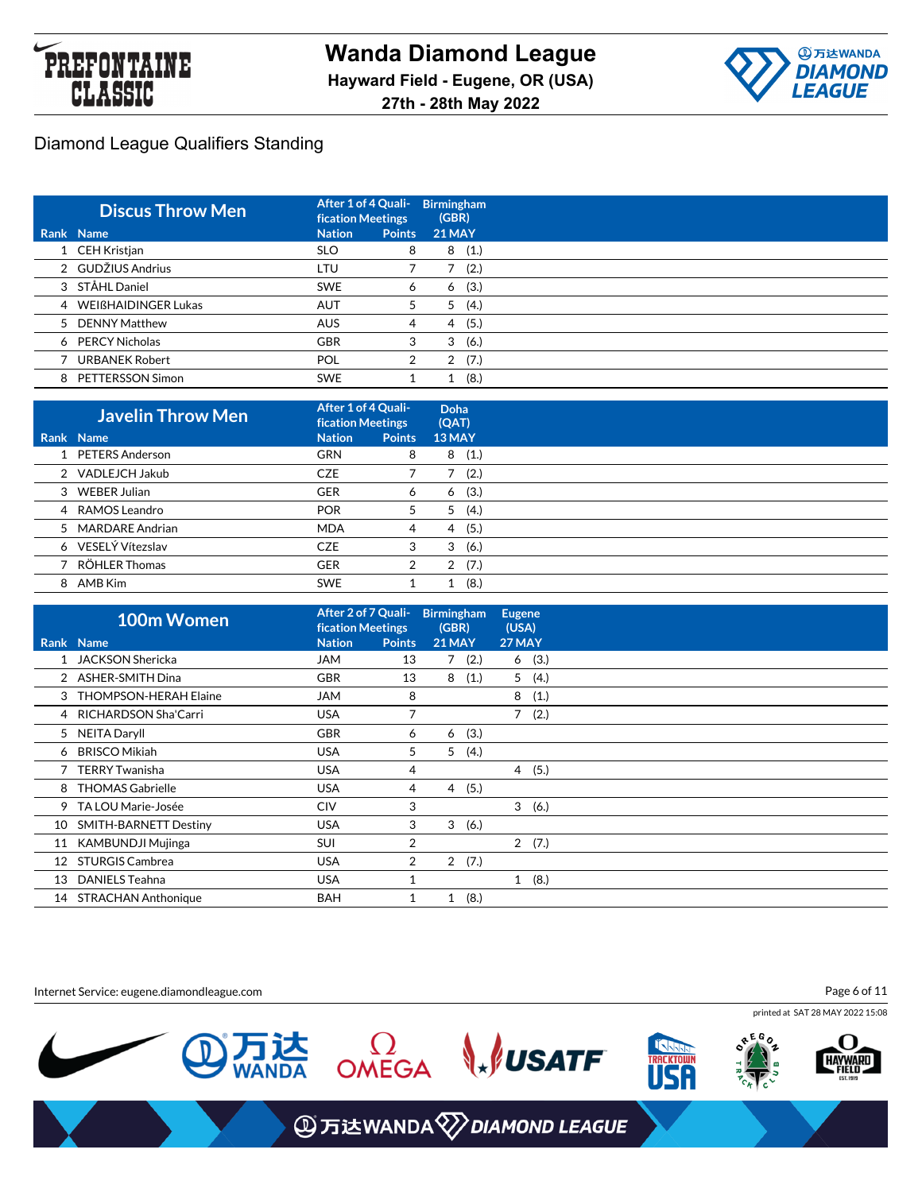# Wanda Diamond League

**Hayward Field - Eugene, OR (USA)**

**27th - 28th May 2022**

## Diamond League Qualifiers Standing

| Discus Throw Men | | After 1 of 4 Qualification Meetings | | Birmingham (GBR) |
|---|---|---|---|---|
| Rank | Name | Nation | Points | 21 MAY |
| 1 | CEH Kristjan | SLO | 8 | 8 (1.) |
| 2 | GUDŽIUS Andrius | LTU | 7 | 7 (2.) |
| 3 | STÅHL Daniel | SWE | 6 | 6 (3.) |
| 4 | WEIßHAIDINGER Lukas | AUT | 5 | 5 (4.) |
| 5 | DENNY Matthew | AUS | 4 | 4 (5.) |
| 6 | PERCY Nicholas | GBR | 3 | 3 (6.) |
| 7 | URBANEK Robert | POL | 2 | 2 (7.) |
| 8 | PETTERSSON Simon | SWE | 1 | 1 (8.) |

| Javelin Throw Men | | After 1 of 4 Qualification Meetings | | Doha (QAT) |
|---|---|---|---|---|
| Rank | Name | Nation | Points | 13 MAY |
| 1 | PETERS Anderson | GRN | 8 | 8 (1.) |
| 2 | VADLEJCH Jakub | CZE | 7 | 7 (2.) |
| 3 | WEBER Julian | GER | 6 | 6 (3.) |
| 4 | RAMOS Leandro | POR | 5 | 5 (4.) |
| 5 | MARDARE Andrian | MDA | 4 | 4 (5.) |
| 6 | VESELÝ Vítezslav | CZE | 3 | 3 (6.) |
| 7 | RÖHLER Thomas | GER | 2 | 2 (7.) |
| 8 | AMB Kim | SWE | 1 | 1 (8.) |

| 100m Women | | After 2 of 7 Qualification Meetings | | Birmingham (GBR) | Eugene (USA) |
|---|---|---|---|---|---|
| Rank | Name | Nation | Points | 21 MAY | 27 MAY |
| 1 | JACKSON Shericka | JAM | 13 | 7 (2.) | 6 (3.) |
| 2 | ASHER-SMITH Dina | GBR | 13 | 8 (1.) | 5 (4.) |
| 3 | THOMPSON-HERAH Elaine | JAM | 8 | | 8 (1.) |
| 4 | RICHARDSON Sha'Carri | USA | 7 | | 7 (2.) |
| 5 | NEITA Daryll | GBR | 6 | 6 (3.) | |
| 6 | BRISCO Mikiah | USA | 5 | 5 (4.) | |
| 7 | TERRY Twanisha | USA | 4 | | 4 (5.) |
| 8 | THOMAS Gabrielle | USA | 4 | 4 (5.) | |
| 9 | TA LOU Marie-Josée | CIV | 3 | | 3 (6.) |
| 10 | SMITH-BARNETT Destiny | USA | 3 | 3 (6.) | |
| 11 | KAMBUNDJI Mujinga | SUI | 2 | | 2 (7.) |
| 12 | STURGIS Cambrea | USA | 2 | 2 (7.) | |
| 13 | DANIELS Teahna | USA | 1 | | 1 (8.) |
| 14 | STRACHAN Anthonique | BAH | 1 | 1 (8.) | |

Internet Service: eugene.diamondleague.com

printed at SAT 28 MAY 2022 15:08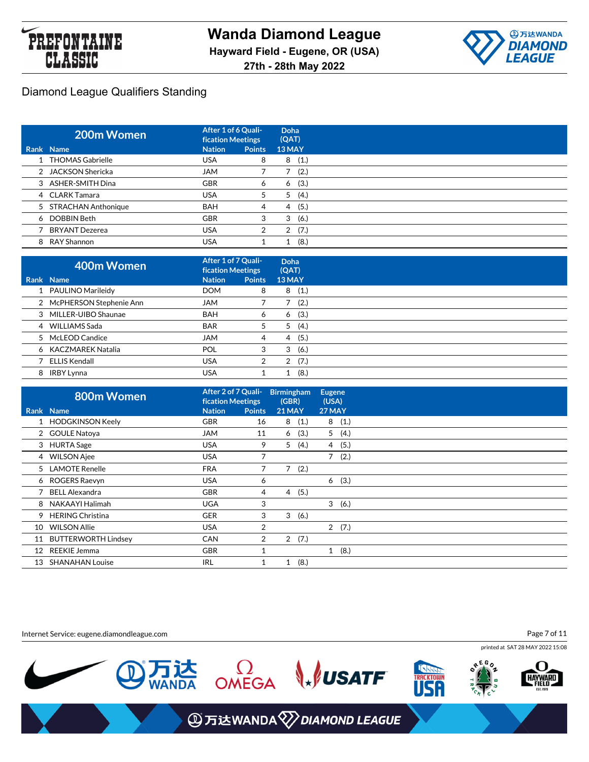# Wanda Diamond League

**Hayward Field - Eugene, OR (USA)**

**27th - 28th May 2022**

## Diamond League Qualifiers Standing

| **200m Women** | | After 1 of 6 Qualification Meetings | | Doha (QAT) |
|---|---|---|---|---|
| **Rank** | **Name** | **Nation** | **Points** | **13 MAY** |
| 1 | THOMAS Gabrielle | USA | 8 | 8 (1.) |
| 2 | JACKSON Shericka | JAM | 7 | 7 (2.) |
| 3 | ASHER-SMITH Dina | GBR | 6 | 6 (3.) |
| 4 | CLARK Tamara | USA | 5 | 5 (4.) |
| 5 | STRACHAN Anthonique | BAH | 4 | 4 (5.) |
| 6 | DOBBIN Beth | GBR | 3 | 3 (6.) |
| 7 | BRYANT Dezerea | USA | 2 | 2 (7.) |
| 8 | RAY Shannon | USA | 1 | 1 (8.) |

| **400m Women** | | After 1 of 7 Qualification Meetings | | Doha (QAT) |
|---|---|---|---|---|
| **Rank** | **Name** | **Nation** | **Points** | **13 MAY** |
| 1 | PAULINO Marileidy | DOM | 8 | 8 (1.) |
| 2 | McPHERSON Stephenie Ann | JAM | 7 | 7 (2.) |
| 3 | MILLER-UIBO Shaunae | BAH | 6 | 6 (3.) |
| 4 | WILLIAMS Sada | BAR | 5 | 5 (4.) |
| 5 | McLEOD Candice | JAM | 4 | 4 (5.) |
| 6 | KACZMAREK Natalia | POL | 3 | 3 (6.) |
| 7 | ELLIS Kendall | USA | 2 | 2 (7.) |
| 8 | IRBY Lynna | USA | 1 | 1 (8.) |

| **800m Women** | | After 2 of 7 Qualification Meetings | | Birmingham (GBR) | Eugene (USA) |
|---|---|---|---|---|---|
| **Rank** | **Name** | **Nation** | **Points** | **21 MAY** | **27 MAY** |
| 1 | HODGKINSON Keely | GBR | 16 | 8 (1.) | 8 (1.) |
| 2 | GOULE Natoya | JAM | 11 | 6 (3.) | 5 (4.) |
| 3 | HURTA Sage | USA | 9 | 5 (4.) | 4 (5.) |
| 4 | WILSON Ajee | USA | 7 | | 7 (2.) |
| 5 | LAMOTE Renelle | FRA | 7 | 7 (2.) | |
| 6 | ROGERS Raevyn | USA | 6 | | 6 (3.) |
| 7 | BELL Alexandra | GBR | 4 | 4 (5.) | |
| 8 | NAKAAYI Halimah | UGA | 3 | | 3 (6.) |
| 9 | HERING Christina | GER | 3 | 3 (6.) | |
| 10 | WILSON Allie | USA | 2 | | 2 (7.) |
| 11 | BUTTERWORTH Lindsey | CAN | 2 | 2 (7.) | |
| 12 | REEKIE Jemma | GBR | 1 | | 1 (8.) |
| 13 | SHANAHAN Louise | IRL | 1 | 1 (8.) | |

Internet Service: eugene.diamondleague.com

printed at SAT 28 MAY 2022 15:08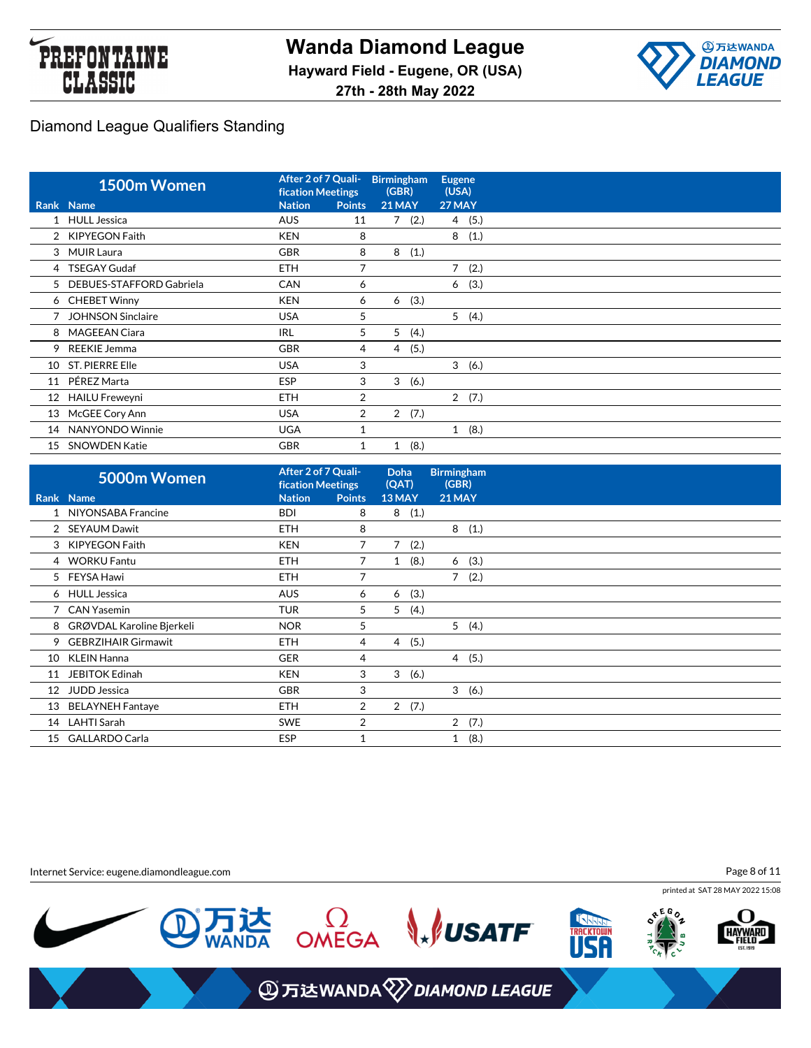# Wanda Diamond League

**Hayward Field - Eugene, OR (USA)**

**27th - 28th May 2022**

## Diamond League Qualifiers Standing

| 1500m Women | | After 2 of 7 Qualification Meetings | | Birmingham (GBR) | Eugene (USA) |
|---|---|---|---|---|---|
| Rank | Name | Nation | Points | 21 MAY | 27 MAY |
| 1 | HULL Jessica | AUS | 11 | 7 (2.) | 4 (5.) |
| 2 | KIPYEGON Faith | KEN | 8 | | 8 (1.) |
| 3 | MUIR Laura | GBR | 8 | 8 (1.) | |
| 4 | TSEGAY Gudaf | ETH | 7 | | 7 (2.) |
| 5 | DEBUES-STAFFORD Gabriela | CAN | 6 | | 6 (3.) |
| 6 | CHEBET Winny | KEN | 6 | 6 (3.) | |
| 7 | JOHNSON Sinclaire | USA | 5 | | 5 (4.) |
| 8 | MAGEEAN Ciara | IRL | 5 | 5 (4.) | |
| 9 | REEKIE Jemma | GBR | 4 | 4 (5.) | |
| 10 | ST. PIERRE Elle | USA | 3 | | 3 (6.) |
| 11 | PÉREZ Marta | ESP | 3 | 3 (6.) | |
| 12 | HAILU Freweyni | ETH | 2 | | 2 (7.) |
| 13 | McGEE Cory Ann | USA | 2 | 2 (7.) | |
| 14 | NANYONDO Winnie | UGA | 1 | | 1 (8.) |
| 15 | SNOWDEN Katie | GBR | 1 | 1 (8.) | |

| 5000m Women | | After 2 of 7 Qualification Meetings | | Doha (QAT) | Birmingham (GBR) |
|---|---|---|---|---|---|
| Rank | Name | Nation | Points | 13 MAY | 21 MAY |
| 1 | NIYONSABA Francine | BDI | 8 | 8 (1.) | |
| 2 | SEYAUM Dawit | ETH | 8 | | 8 (1.) |
| 3 | KIPYEGON Faith | KEN | 7 | 7 (2.) | |
| 4 | WORKU Fantu | ETH | 7 | 1 (8.) | 6 (3.) |
| 5 | FEYSA Hawi | ETH | 7 | | 7 (2.) |
| 6 | HULL Jessica | AUS | 6 | 6 (3.) | |
| 7 | CAN Yasemin | TUR | 5 | 5 (4.) | |
| 8 | GRØVDAL Karoline Bjerkeli | NOR | 5 | | 5 (4.) |
| 9 | GEBRZIHAIR Girmawit | ETH | 4 | 4 (5.) | |
| 10 | KLEIN Hanna | GER | 4 | | 4 (5.) |
| 11 | JEBITOK Edinah | KEN | 3 | 3 (6.) | |
| 12 | JUDD Jessica | GBR | 3 | | 3 (6.) |
| 13 | BELAYNEH Fantaye | ETH | 2 | 2 (7.) | |
| 14 | LAHTI Sarah | SWE | 2 | | 2 (7.) |
| 15 | GALLARDO Carla | ESP | 1 | | 1 (8.) |

Internet Service: eugene.diamondleague.com

printed at SAT 28 MAY 2022 15:08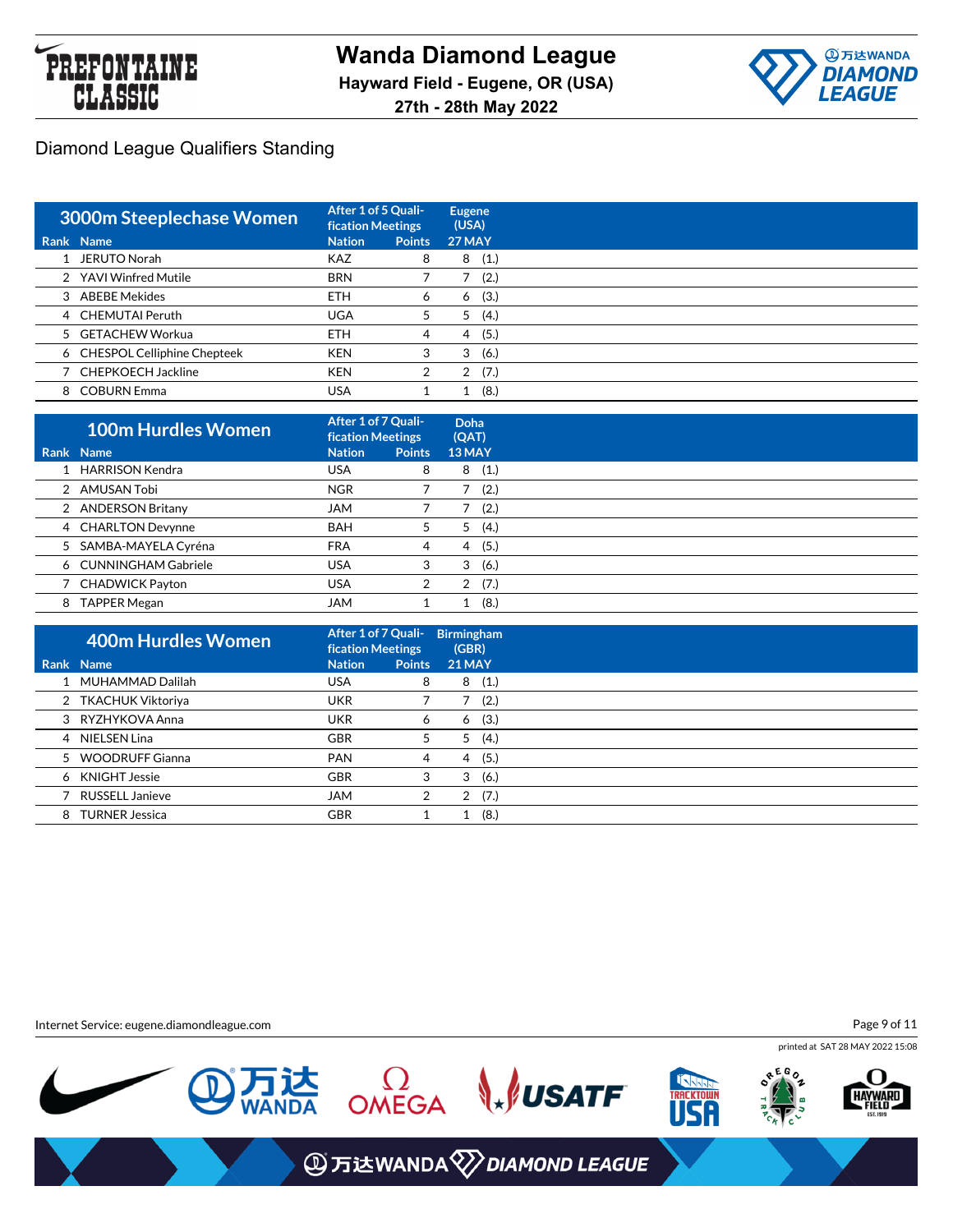# Wanda Diamond League

**Hayward Field - Eugene, OR (USA)**

**27th - 28th May 2022**

## Diamond League Qualifiers Standing

| 3000m Steeplechase Women | | After 1 of 5 Qualification Meetings | | Eugene (USA) |
|---|---|---|---|---|
| Rank | Name | Nation | Points | 27 MAY |
| 1 | JERUTO Norah | KAZ | 8 | 8 (1.) |
| 2 | YAVI Winfred Mutile | BRN | 7 | 7 (2.) |
| 3 | ABEBE Mekides | ETH | 6 | 6 (3.) |
| 4 | CHEMUTAI Peruth | UGA | 5 | 5 (4.) |
| 5 | GETACHEW Workua | ETH | 4 | 4 (5.) |
| 6 | CHESPOL Celliphine Chepteek | KEN | 3 | 3 (6.) |
| 7 | CHEPKOECH Jackline | KEN | 2 | 2 (7.) |
| 8 | COBURN Emma | USA | 1 | 1 (8.) |

| 100m Hurdles Women | | After 1 of 7 Qualification Meetings | | Doha (QAT) |
|---|---|---|---|---|
| Rank | Name | Nation | Points | 13 MAY |
| 1 | HARRISON Kendra | USA | 8 | 8 (1.) |
| 2 | AMUSAN Tobi | NGR | 7 | 7 (2.) |
| 2 | ANDERSON Britany | JAM | 7 | 7 (2.) |
| 4 | CHARLTON Devynne | BAH | 5 | 5 (4.) |
| 5 | SAMBA-MAYELA Cyréna | FRA | 4 | 4 (5.) |
| 6 | CUNNINGHAM Gabriele | USA | 3 | 3 (6.) |
| 7 | CHADWICK Payton | USA | 2 | 2 (7.) |
| 8 | TAPPER Megan | JAM | 1 | 1 (8.) |

| 400m Hurdles Women | | After 1 of 7 Qualification Meetings | | Birmingham (GBR) |
|---|---|---|---|---|
| Rank | Name | Nation | Points | 21 MAY |
| 1 | MUHAMMAD Dalilah | USA | 8 | 8 (1.) |
| 2 | TKACHUK Viktoriya | UKR | 7 | 7 (2.) |
| 3 | RYZHYKOVA Anna | UKR | 6 | 6 (3.) |
| 4 | NIELSEN Lina | GBR | 5 | 5 (4.) |
| 5 | WOODRUFF Gianna | PAN | 4 | 4 (5.) |
| 6 | KNIGHT Jessie | GBR | 3 | 3 (6.) |
| 7 | RUSSELL Janieve | JAM | 2 | 2 (7.) |
| 8 | TURNER Jessica | GBR | 1 | 1 (8.) |

Internet Service: eugene.diamondleague.com

printed at SAT 28 MAY 2022 15:08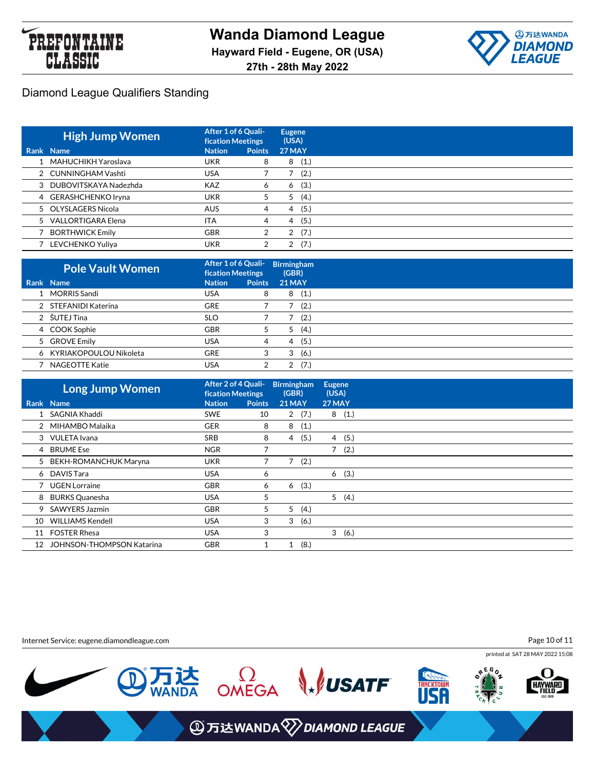# Wanda Diamond League

**Hayward Field - Eugene, OR (USA)**

**27th - 28th May 2022**

## Diamond League Qualifiers Standing

| High Jump Women | | After 1 of 6 Qualification Meetings | | Eugene (USA) |
|---|---|---|---|---|
| Rank | Name | Nation | Points | 27 MAY |
| 1 | MAHUCHIKH Yaroslava | UKR | 8 | 8 (1.) |
| 2 | CUNNINGHAM Vashti | USA | 7 | 7 (2.) |
| 3 | DUBOVITSKAYA Nadezhda | KAZ | 6 | 6 (3.) |
| 4 | GERASHCHENKO Iryna | UKR | 5 | 5 (4.) |
| 5 | OLYSLAGERS Nicola | AUS | 4 | 4 (5.) |
| 5 | VALLORTIGARA Elena | ITA | 4 | 4 (5.) |
| 7 | BORTHWICK Emily | GBR | 2 | 2 (7.) |
| 7 | LEVCHENKO Yuliya | UKR | 2 | 2 (7.) |

| Pole Vault Women | | After 1 of 6 Qualification Meetings | | Birmingham (GBR) |
|---|---|---|---|---|
| Rank | Name | Nation | Points | 21 MAY |
| 1 | MORRIS Sandi | USA | 8 | 8 (1.) |
| 2 | STEFANIDI Katerina | GRE | 7 | 7 (2.) |
| 2 | ŠUTEJ Tina | SLO | 7 | 7 (2.) |
| 4 | COOK Sophie | GBR | 5 | 5 (4.) |
| 5 | GROVE Emily | USA | 4 | 4 (5.) |
| 6 | KYRIAKOPOULOU Nikoleta | GRE | 3 | 3 (6.) |
| 7 | NAGEOTTE Katie | USA | 2 | 2 (7.) |

| Long Jump Women | | After 2 of 4 Qualification Meetings | | Birmingham (GBR) | Eugene (USA) |
|---|---|---|---|---|---|
| Rank | Name | Nation | Points | 21 MAY | 27 MAY |
| 1 | SAGNIA Khaddi | SWE | 10 | 2 (7.) | 8 (1.) |
| 2 | MIHAMBO Malaika | GER | 8 | 8 (1.) | |
| 3 | VULETA Ivana | SRB | 8 | 4 (5.) | 4 (5.) |
| 4 | BRUME Ese | NGR | 7 | | 7 (2.) |
| 5 | BEKH-ROMANCHUK Maryna | UKR | 7 | 7 (2.) | |
| 6 | DAVIS Tara | USA | 6 | | 6 (3.) |
| 7 | UGEN Lorraine | GBR | 6 | 6 (3.) | |
| 8 | BURKS Quanesha | USA | 5 | | 5 (4.) |
| 9 | SAWYERS Jazmin | GBR | 5 | 5 (4.) | |
| 10 | WILLIAMS Kendell | USA | 3 | 3 (6.) | |
| 11 | FOSTER Rhesa | USA | 3 | | 3 (6.) |
| 12 | JOHNSON-THOMPSON Katarina | GBR | 1 | 1 (8.) | |

Internet Service: eugene.diamondleague.com

printed at SAT 28 MAY 2022 15:08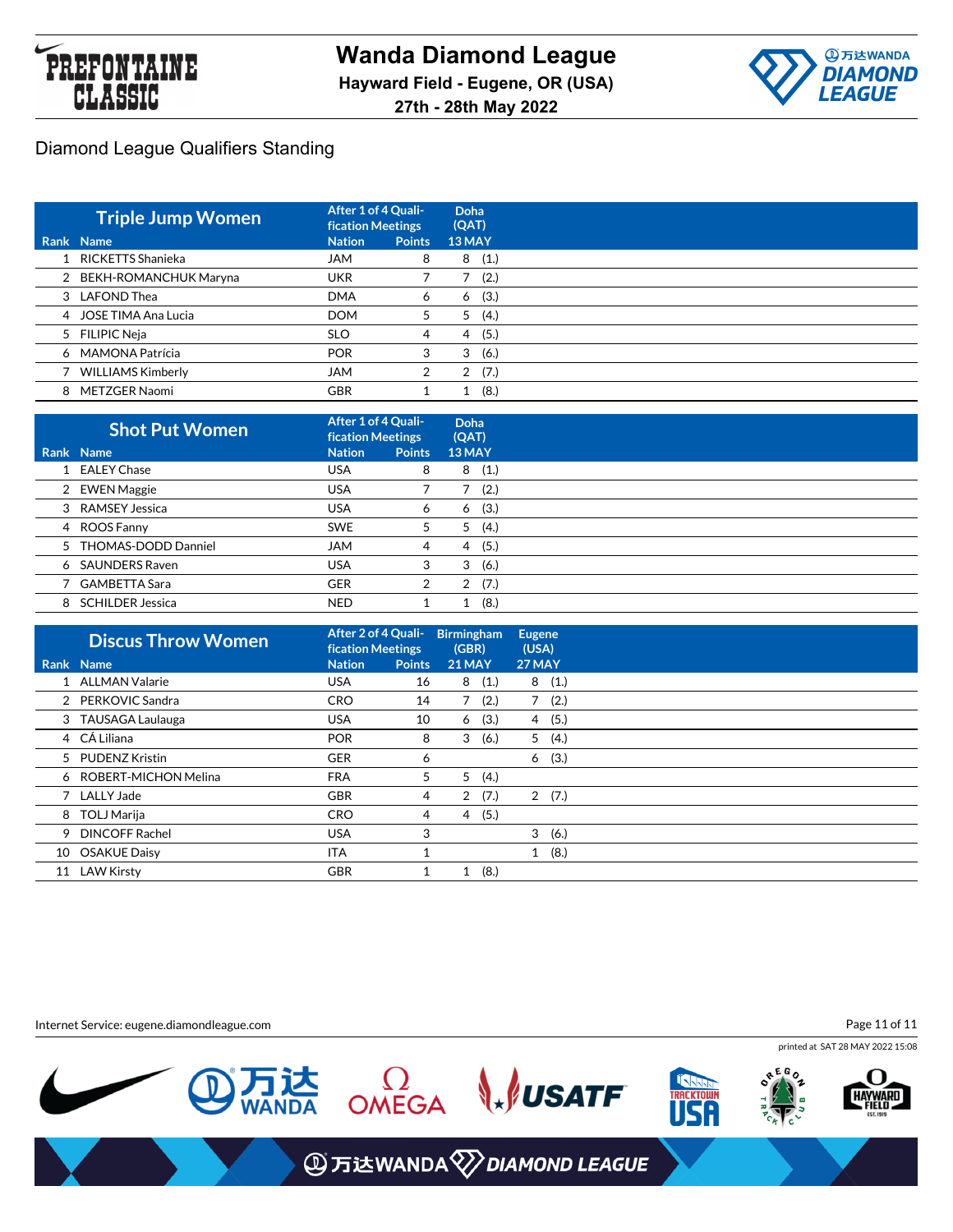# Wanda Diamond League

**Hayward Field - Eugene, OR (USA)**

**27th - 28th May 2022**

## Diamond League Qualifiers Standing

| Rank | Name | After 1 of 4 Qualification Meetings Nation | Points | Doha (QAT) 13 MAY | |
|---|---|---|---|---|---|
| | **Triple Jump Women** | | | | |
| 1 | RICKETTS Shanieka | JAM | 8 | 8 | (1.) |
| 2 | BEKH-ROMANCHUK Maryna | UKR | 7 | 7 | (2.) |
| 3 | LAFOND Thea | DMA | 6 | 6 | (3.) |
| 4 | JOSE TIMA Ana Lucia | DOM | 5 | 5 | (4.) |
| 5 | FILIPIC Neja | SLO | 4 | 4 | (5.) |
| 6 | MAMONA Patrícia | POR | 3 | 3 | (6.) |
| 7 | WILLIAMS Kimberly | JAM | 2 | 2 | (7.) |
| 8 | METZGER Naomi | GBR | 1 | 1 | (8.) |

| Rank | Name | After 1 of 4 Qualification Meetings Nation | Points | Doha (QAT) 13 MAY | |
|---|---|---|---|---|---|
| | **Shot Put Women** | | | | |
| 1 | EALEY Chase | USA | 8 | 8 | (1.) |
| 2 | EWEN Maggie | USA | 7 | 7 | (2.) |
| 3 | RAMSEY Jessica | USA | 6 | 6 | (3.) |
| 4 | ROOS Fanny | SWE | 5 | 5 | (4.) |
| 5 | THOMAS-DODD Danniel | JAM | 4 | 4 | (5.) |
| 6 | SAUNDERS Raven | USA | 3 | 3 | (6.) |
| 7 | GAMBETTA Sara | GER | 2 | 2 | (7.) |
| 8 | SCHILDER Jessica | NED | 1 | 1 | (8.) |

| Rank | Name | After 2 of 4 Qualification Meetings Nation | Points | Birmingham (GBR) 21 MAY | | Eugene (USA) 27 MAY | |
|---|---|---|---|---|---|---|---|
| | **Discus Throw Women** | | | | | | |
| 1 | ALLMAN Valarie | USA | 16 | 8 | (1.) | 8 | (1.) |
| 2 | PERKOVIC Sandra | CRO | 14 | 7 | (2.) | 7 | (2.) |
| 3 | TAUSAGA Laulauga | USA | 10 | 6 | (3.) | 4 | (5.) |
| 4 | CÁ Liliana | POR | 8 | 3 | (6.) | 5 | (4.) |
| 5 | PUDENZ Kristin | GER | 6 | | | 6 | (3.) |
| 6 | ROBERT-MICHON Melina | FRA | 5 | 5 | (4.) | | |
| 7 | LALLY Jade | GBR | 4 | 2 | (7.) | 2 | (7.) |
| 8 | TOLJ Marija | CRO | 4 | 4 | (5.) | | |
| 9 | DINCOFF Rachel | USA | 3 | | | 3 | (6.) |
| 10 | OSAKUE Daisy | ITA | 1 | | | 1 | (8.) |
| 11 | LAW Kirsty | GBR | 1 | 1 | (8.) | | |

Internet Service: eugene.diamondleague.com

printed at SAT 28 MAY 2022 15:08